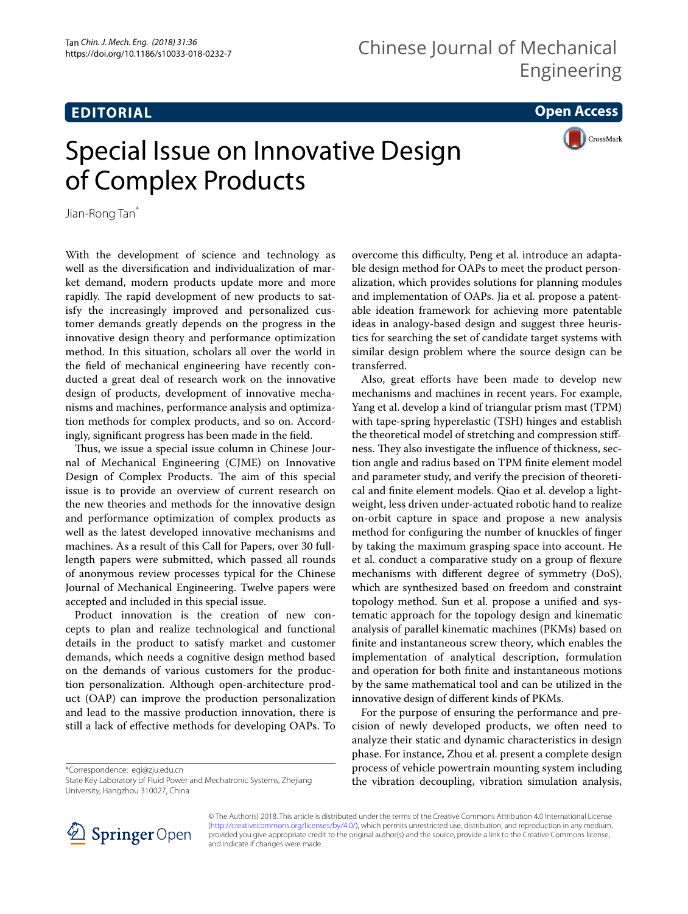EDITORIAL

Open Access

# Special Issue on Innovative Design of Complex Products

Jian-Rong Tan*

With the development of science and technology as well as the diversification and individualization of market demand, modern products update more and more rapidly. The rapid development of new products to satisfy the increasingly improved and personalized customer demands greatly depends on the progress in the innovative design theory and performance optimization method. In this situation, scholars all over the world in the field of mechanical engineering have recently conducted a great deal of research work on the innovative design of products, development of innovative mechanisms and machines, performance analysis and optimization methods for complex products, and so on. Accordingly, significant progress has been made in the field.

Thus, we issue a special issue column in Chinese Journal of Mechanical Engineering (CJME) on Innovative Design of Complex Products. The aim of this special issue is to provide an overview of current research on the new theories and methods for the innovative design and performance optimization of complex products as well as the latest developed innovative mechanisms and machines. As a result of this Call for Papers, over 30 full-length papers were submitted, which passed all rounds of anonymous review processes typical for the Chinese Journal of Mechanical Engineering. Twelve papers were accepted and included in this special issue.

Product innovation is the creation of new concepts to plan and realize technological and functional details in the product to satisfy market and customer demands, which needs a cognitive design method based on the demands of various customers for the production personalization. Although open-architecture product (OAP) can improve the production personalization and lead to the massive production innovation, there is still a lack of effective methods for developing OAPs. To overcome this difficulty, Peng et al. introduce an adaptable design method for OAPs to meet the product personalization, which provides solutions for planning modules and implementation of OAPs. Jia et al. propose a patentable ideation framework for achieving more patentable ideas in analogy-based design and suggest three heuristics for searching the set of candidate target systems with similar design problem where the source design can be transferred.

Also, great efforts have been made to develop new mechanisms and machines in recent years. For example, Yang et al. develop a kind of triangular prism mast (TPM) with tape-spring hyperelastic (TSH) hinges and establish the theoretical model of stretching and compression stiffness. They also investigate the influence of thickness, section angle and radius based on TPM finite element model and parameter study, and verify the precision of theoretical and finite element models. Qiao et al. develop a lightweight, less driven under-actuated robotic hand to realize on-orbit capture in space and propose a new analysis method for configuring the number of knuckles of finger by taking the maximum grasping space into account. He et al. conduct a comparative study on a group of flexure mechanisms with different degree of symmetry (DoS), which are synthesized based on freedom and constraint topology method. Sun et al. propose a unified and systematic approach for the topology design and kinematic analysis of parallel kinematic machines (PKMs) based on finite and instantaneous screw theory, which enables the implementation of analytical description, formulation and operation for both finite and instantaneous motions by the same mathematical tool and can be utilized in the innovative design of different kinds of PKMs.

For the purpose of ensuring the performance and precision of newly developed products, we often need to analyze their static and dynamic characteristics in design phase. For instance, Zhou et al. present a complete design process of vehicle powertrain mounting system including the vibration decoupling, vibration simulation analysis,

*Correspondence: egi@zju.edu.cn
State Key Laboratory of Fluid Power and Mechatronic Systems, Zhejiang University, Hangzhou 310027, China

© The Author(s) 2018. This article is distributed under the terms of the Creative Commons Attribution 4.0 International License (http://creativecommons.org/licenses/by/4.0/), which permits unrestricted use, distribution, and reproduction in any medium, provided you give appropriate credit to the original author(s) and the source, provide a link to the Creative Commons license, and indicate if changes were made.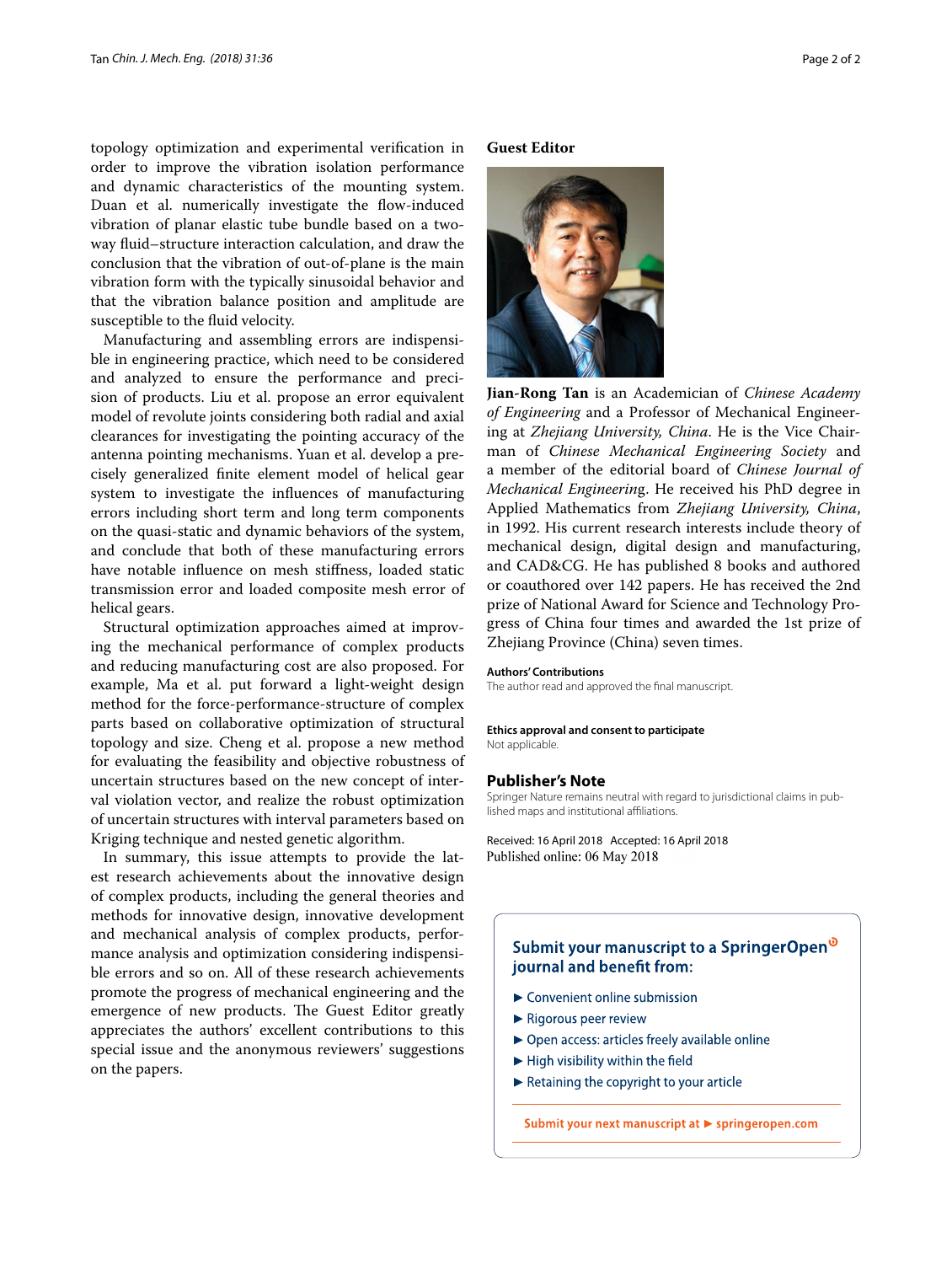topology optimization and experimental verification in order to improve the vibration isolation performance and dynamic characteristics of the mounting system. Duan et al. numerically investigate the flow-induced vibration of planar elastic tube bundle based on a two-way fluid–structure interaction calculation, and draw the conclusion that the vibration of out-of-plane is the main vibration form with the typically sinusoidal behavior and that the vibration balance position and amplitude are susceptible to the fluid velocity.

Manufacturing and assembling errors are indispensible in engineering practice, which need to be considered and analyzed to ensure the performance and precision of products. Liu et al. propose an error equivalent model of revolute joints considering both radial and axial clearances for investigating the pointing accuracy of the antenna pointing mechanisms. Yuan et al. develop a precisely generalized finite element model of helical gear system to investigate the influences of manufacturing errors including short term and long term components on the quasi-static and dynamic behaviors of the system, and conclude that both of these manufacturing errors have notable influence on mesh stiffness, loaded static transmission error and loaded composite mesh error of helical gears.

Structural optimization approaches aimed at improving the mechanical performance of complex products and reducing manufacturing cost are also proposed. For example, Ma et al. put forward a light-weight design method for the force-performance-structure of complex parts based on collaborative optimization of structural topology and size. Cheng et al. propose a new method for evaluating the feasibility and objective robustness of uncertain structures based on the new concept of interval violation vector, and realize the robust optimization of uncertain structures with interval parameters based on Kriging technique and nested genetic algorithm.

In summary, this issue attempts to provide the latest research achievements about the innovative design of complex products, including the general theories and methods for innovative design, innovative development and mechanical analysis of complex products, performance analysis and optimization considering indispensible errors and so on. All of these research achievements promote the progress of mechanical engineering and the emergence of new products. The Guest Editor greatly appreciates the authors' excellent contributions to this special issue and the anonymous reviewers' suggestions on the papers.

## Guest Editor

**Jian-Rong Tan** is an Academician of *Chinese Academy of Engineering* and a Professor of Mechanical Engineering at *Zhejiang University, China*. He is the Vice Chairman of *Chinese Mechanical Engineering Society* and a member of the editorial board of *Chinese Journal of Mechanical Engineering*. He received his PhD degree in Applied Mathematics from *Zhejiang University, China*, in 1992. His current research interests include theory of mechanical design, digital design and manufacturing, and CAD&CG. He has published 8 books and authored or coauthored over 142 papers. He has received the 2nd prize of National Award for Science and Technology Progress of China four times and awarded the 1st prize of Zhejiang Province (China) seven times.

### Authors' Contributions

The author read and approved the final manuscript.

### Ethics approval and consent to participate

Not applicable.

## Publisher's Note

Springer Nature remains neutral with regard to jurisdictional claims in published maps and institutional affiliations.

Received: 16 April 2018 Accepted: 16 April 2018
Published online: 06 May 2018

**Submit your manuscript to a SpringerOpen journal and benefit from:**

- Convenient online submission
- Rigorous peer review
- Open access: articles freely available online
- High visibility within the field
- Retaining the copyright to your article

**Submit your next manuscript at ► springeropen.com**